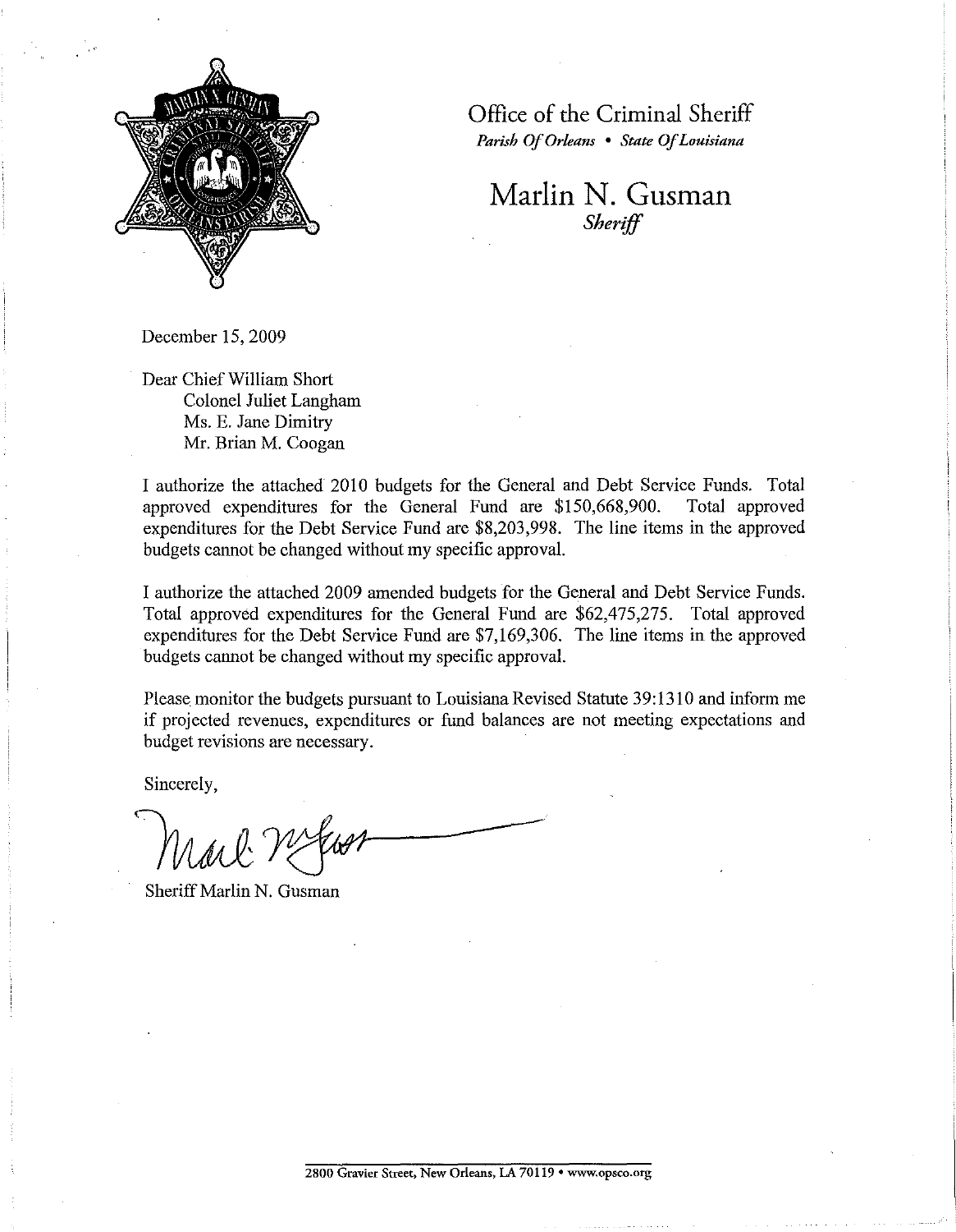Office of the Criminal Sheriff

*Parish Of Orleans • State Of Louisiana*

Marlin N. Gusman

*Sheriff*

December 15, 2009

Dear Chief William Short
Colonel Juliet Langham
Ms. E. Jane Dimitry
Mr. Brian M. Coogan

I authorize the attached 2010 budgets for the General and Debt Service Funds. Total approved expenditures for the General Fund are $150,668,900. Total approved expenditures for the Debt Service Fund are $8,203,998. The line items in the approved budgets cannot be changed without my specific approval.

I authorize the attached 2009 amended budgets for the General and Debt Service Funds. Total approved expenditures for the General Fund are $62,475,275. Total approved expenditures for the Debt Service Fund are $7,169,306. The line items in the approved budgets cannot be changed without my specific approval.

Please monitor the budgets pursuant to Louisiana Revised Statute 39:1310 and inform me if projected revenues, expenditures or fund balances are not meeting expectations and budget revisions are necessary.

Sincerely,

Sheriff Marlin N. Gusman

2800 Gravier Street, New Orleans, LA 70119 • www.opsco.org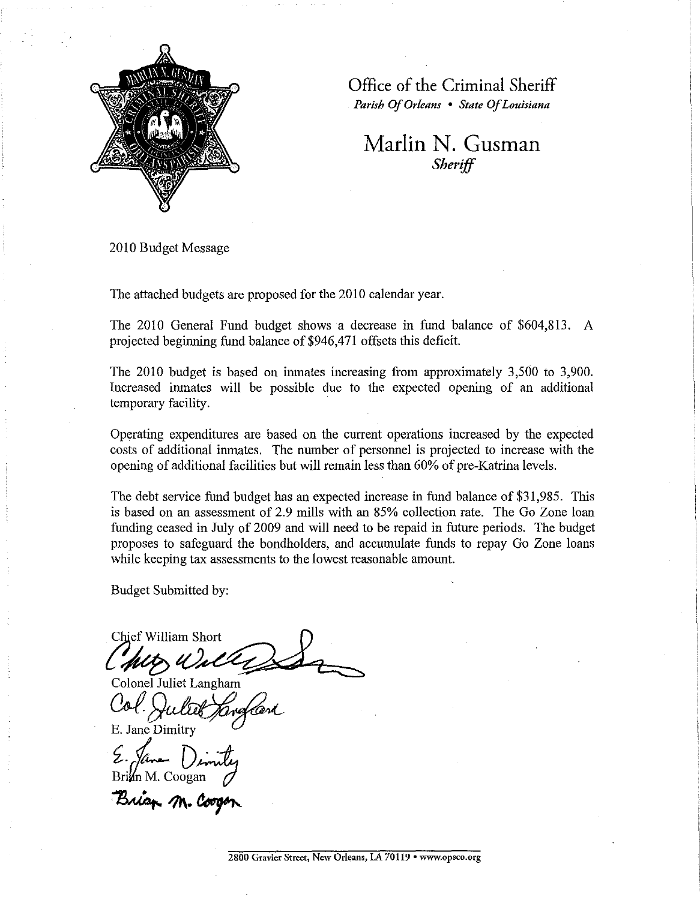Office of the Criminal Sheriff

*Parish Of Orleans • State Of Louisiana*

# Marlin N. Gusman

*Sheriff*

2010 Budget Message

The attached budgets are proposed for the 2010 calendar year.

The 2010 General Fund budget shows a decrease in fund balance of $604,813. A projected beginning fund balance of $946,471 offsets this deficit.

The 2010 budget is based on inmates increasing from approximately 3,500 to 3,900. Increased inmates will be possible due to the expected opening of an additional temporary facility.

Operating expenditures are based on the current operations increased by the expected costs of additional inmates. The number of personnel is projected to increase with the opening of additional facilities but will remain less than 60% of pre-Katrina levels.

The debt service fund budget has an expected increase in fund balance of $31,985. This is based on an assessment of 2.9 mills with an 85% collection rate. The Go Zone loan funding ceased in July of 2009 and will need to be repaid in future periods. The budget proposes to safeguard the bondholders, and accumulate funds to repay Go Zone loans while keeping tax assessments to the lowest reasonable amount.

Budget Submitted by:

Chief William Short

Colonel Juliet Langham

E. Jane Dimitry

Brian M. Coogan

2800 Gravier Street, New Orleans, LA 70119 • www.opsco.org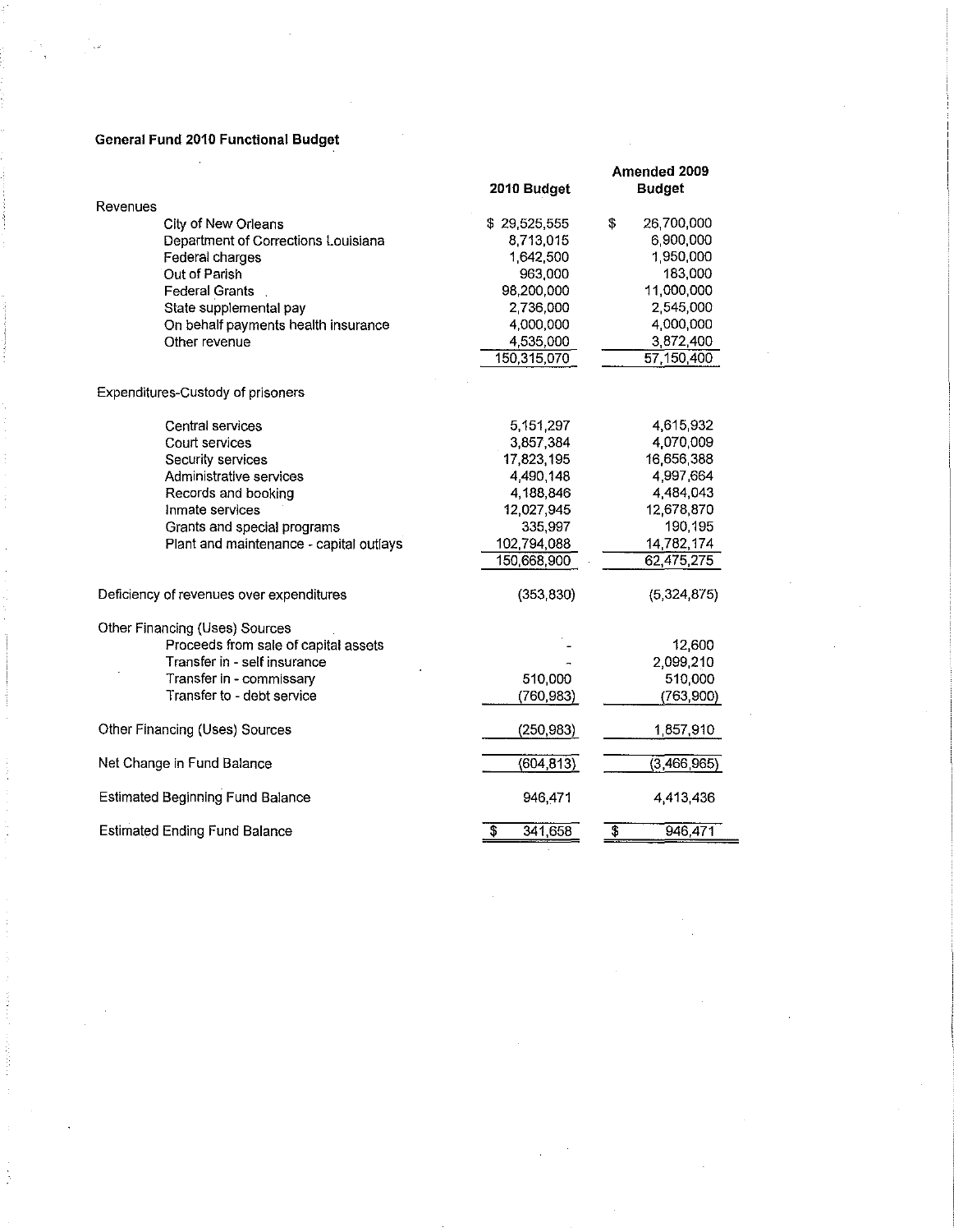**General Fund 2010 Functional Budget**

| | 2010 Budget | Amended 2009 Budget |
|---|---|---|
| **Revenues** | | |
| City of New Orleans | $ 29,525,555 | $ 26,700,000 |
| Department of Corrections Louisiana | 8,713,015 | 6,900,000 |
| Federal charges | 1,642,500 | 1,950,000 |
| Out of Parish | 963,000 | 183,000 |
| Federal Grants | 98,200,000 | 11,000,000 |
| State supplemental pay | 2,736,000 | 2,545,000 |
| On behalf payments health insurance | 4,000,000 | 4,000,000 |
| Other revenue | 4,535,000 | 3,872,400 |
| | 150,315,070 | 57,150,400 |
| **Expenditures-Custody of prisoners** | | |
| Central services | 5,151,297 | 4,615,932 |
| Court services | 3,857,384 | 4,070,009 |
| Security services | 17,823,195 | 16,656,388 |
| Administrative services | 4,490,148 | 4,997,664 |
| Records and booking | 4,188,846 | 4,484,043 |
| Inmate services | 12,027,945 | 12,678,870 |
| Grants and special programs | 335,997 | 190,195 |
| Plant and maintenance - capital outlays | 102,794,088 | 14,782,174 |
| | 150,668,900 | 62,475,275 |
| Deficiency of revenues over expenditures | (353,830) | (5,324,875) |
| **Other Financing (Uses) Sources** | | |
| Proceeds from sale of capital assets | - | 12,600 |
| Transfer in - self insurance | - | 2,099,210 |
| Transfer in - commissary | 510,000 | 510,000 |
| Transfer to - debt service | (760,983) | (763,900) |
| Other Financing (Uses) Sources | (250,983) | 1,857,910 |
| Net Change in Fund Balance | (604,813) | (3,466,965) |
| Estimated Beginning Fund Balance | 946,471 | 4,413,436 |
| Estimated Ending Fund Balance | $ 341,658 | $ 946,471 |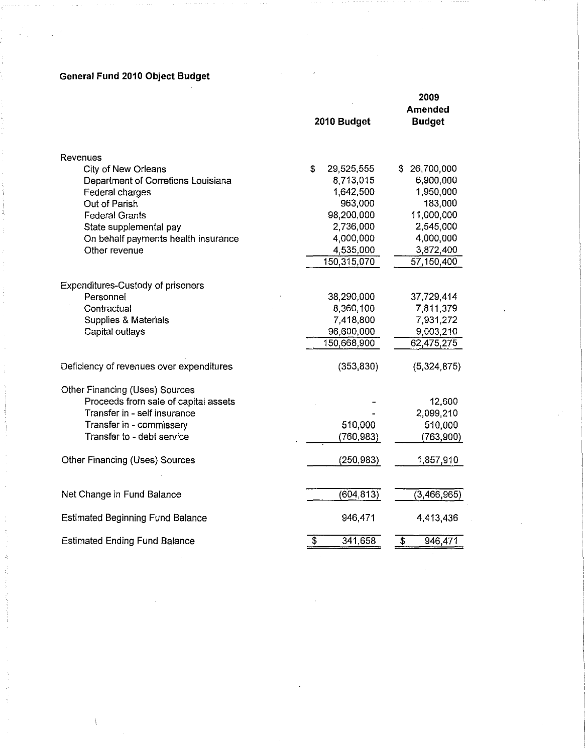**General Fund 2010 Object Budget**

| | 2010 Budget | 2009 Amended Budget |
|---|---|---|
| Revenues | | |
| City of New Orleans | $ 29,525,555 | $ 26,700,000 |
| Department of Corretions Louisiana | 8,713,015 | 6,900,000 |
| Federal charges | 1,642,500 | 1,950,000 |
| Out of Parish | 963,000 | 183,000 |
| Federal Grants | 98,200,000 | 11,000,000 |
| State supplemental pay | 2,736,000 | 2,545,000 |
| On behalf payments health insurance | 4,000,000 | 4,000,000 |
| Other revenue | 4,535,000 | 3,872,400 |
| | 150,315,070 | 57,150,400 |
| Expenditures-Custody of prisoners | | |
| Personnel | 38,290,000 | 37,729,414 |
| Contractual | 8,360,100 | 7,811,379 |
| Supplies & Materials | 7,418,800 | 7,931,272 |
| Capital outlays | 96,600,000 | 9,003,210 |
| | 150,668,900 | 62,475,275 |
| Deficiency of revenues over expenditures | (353,830) | (5,324,875) |
| Other Financing (Uses) Sources | | |
| Proceeds from sale of capital assets | - | 12,600 |
| Transfer in - self insurance | - | 2,099,210 |
| Transfer in - commissary | 510,000 | 510,000 |
| Transfer to - debt service | (760,983) | (763,900) |
| Other Financing (Uses) Sources | (250,983) | 1,857,910 |
| Net Change in Fund Balance | (604,813) | (3,466,965) |
| Estimated Beginning Fund Balance | 946,471 | 4,413,436 |
| Estimated Ending Fund Balance | $ 341,658 | $ 946,471 |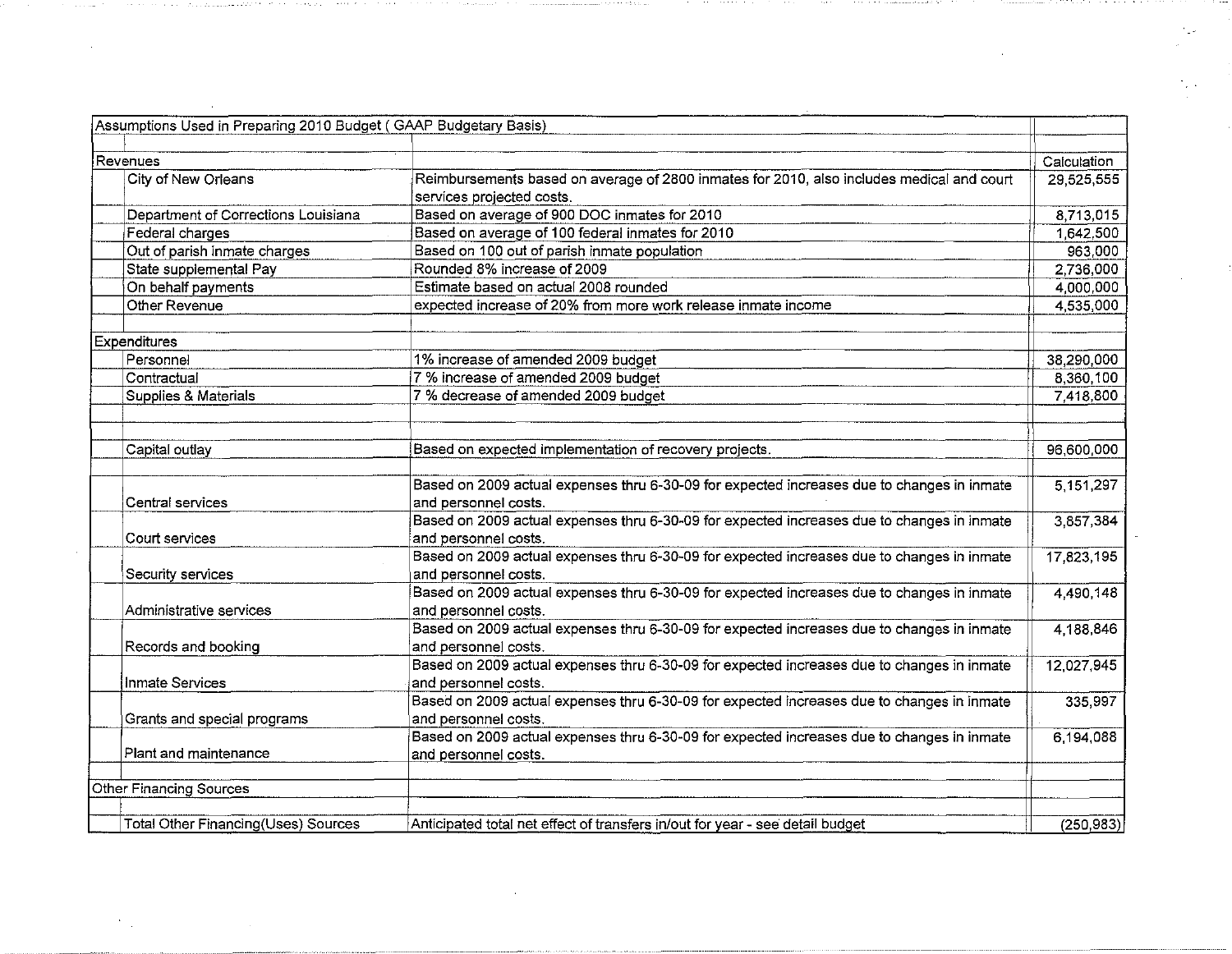| Assumptions Used in Preparing 2010 Budget ( GAAP Budgetary Basis) | | | |
|---|---|---|---|
| Revenues | | | Calculation |
| | City of New Orleans | Reimbursements based on average of 2800 inmates for 2010, also includes medical and court services projected costs. | 29,525,555 |
| | Department of Corrections Louisiana | Based on average of 900 DOC inmates for 2010 | 8,713,015 |
| | Federal charges | Based on average of 100 federal inmates for 2010 | 1,642,500 |
| | Out of parish inmate charges | Based on 100 out of parish inmate population | 963,000 |
| | State supplemental Pay | Rounded 8% increase of 2009 | 2,736,000 |
| | On behalf payments | Estimate based on actual 2008 rounded | 4,000,000 |
| | Other Revenue | expected increase of 20% from more work release inmate income | 4,535,000 |
| Expenditures | | | |
| | Personnel | 1% increase of amended 2009 budget | 38,290,000 |
| | Contractual | 7 % increase of amended 2009 budget | 8,360,100 |
| | Supplies & Materials | 7 % decrease of amended 2009 budget | 7,418,800 |
| | Capital outlay | Based on expected implementation of recovery projects. | 96,600,000 |
| | Central services | Based on 2009 actual expenses thru 6-30-09 for expected increases due to changes in inmate and personnel costs. | 5,151,297 |
| | Court services | Based on 2009 actual expenses thru 6-30-09 for expected increases due to changes in inmate and personnel costs. | 3,857,384 |
| | Security services | Based on 2009 actual expenses thru 6-30-09 for expected increases due to changes in inmate and personnel costs. | 17,823,195 |
| | Administrative services | Based on 2009 actual expenses thru 6-30-09 for expected increases due to changes in inmate and personnel costs. | 4,490,148 |
| | Records and booking | Based on 2009 actual expenses thru 6-30-09 for expected increases due to changes in inmate and personnel costs. | 4,188,846 |
| | Inmate Services | Based on 2009 actual expenses thru 6-30-09 for expected increases due to changes in inmate and personnel costs. | 12,027,945 |
| | Grants and special programs | Based on 2009 actual expenses thru 6-30-09 for expected increases due to changes in inmate and personnel costs. | 335,997 |
| | Plant and maintenance | Based on 2009 actual expenses thru 6-30-09 for expected increases due to changes in inmate and personnel costs. | 6,194,088 |
| Other Financing Sources | | | |
| | Total Other Financing(Uses) Sources | Anticipated total net effect of transfers in/out for year - see detail budget | (250,983) |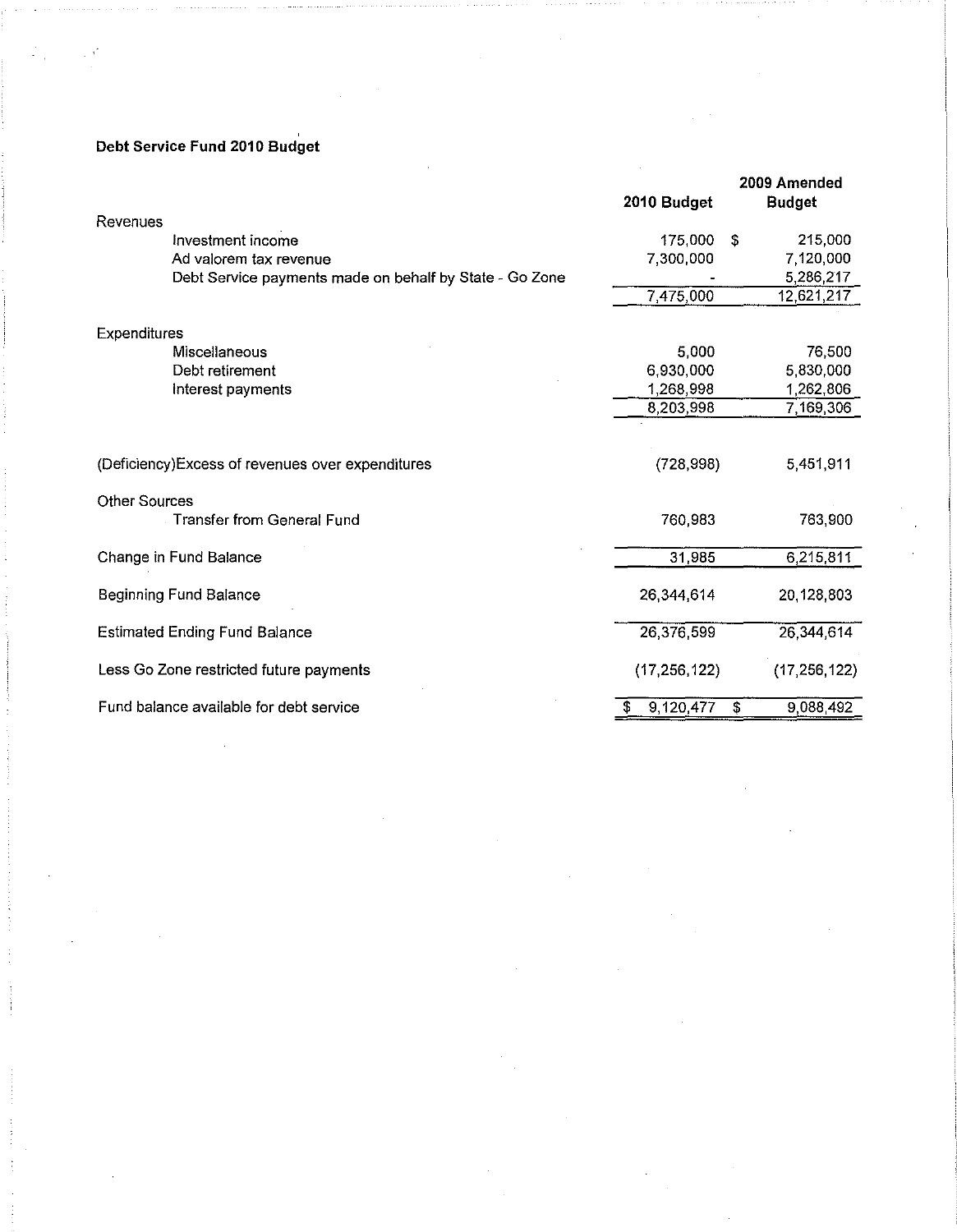**Debt Service Fund 2010 Budget**

| | 2010 Budget | 2009 Amended Budget |
|---|---|---|
| Revenues | | |
| Investment income | 175,000 | $ 215,000 |
| Ad valorem tax revenue | 7,300,000 | 7,120,000 |
| Debt Service payments made on behalf by State - Go Zone | - | 5,286,217 |
| | 7,475,000 | 12,621,217 |
| Expenditures | | |
| Miscellaneous | 5,000 | 76,500 |
| Debt retirement | 6,930,000 | 5,830,000 |
| Interest payments | 1,268,998 | 1,262,806 |
| | 8,203,998 | 7,169,306 |
| (Deficiency)Excess of revenues over expenditures | (728,998) | 5,451,911 |
| Other Sources | | |
| Transfer from General Fund | 760,983 | 763,900 |
| Change in Fund Balance | 31,985 | 6,215,811 |
| Beginning Fund Balance | 26,344,614 | 20,128,803 |
| Estimated Ending Fund Balance | 26,376,599 | 26,344,614 |
| Less Go Zone restricted future payments | (17,256,122) | (17,256,122) |
| Fund balance available for debt service | $ 9,120,477 | $ 9,088,492 |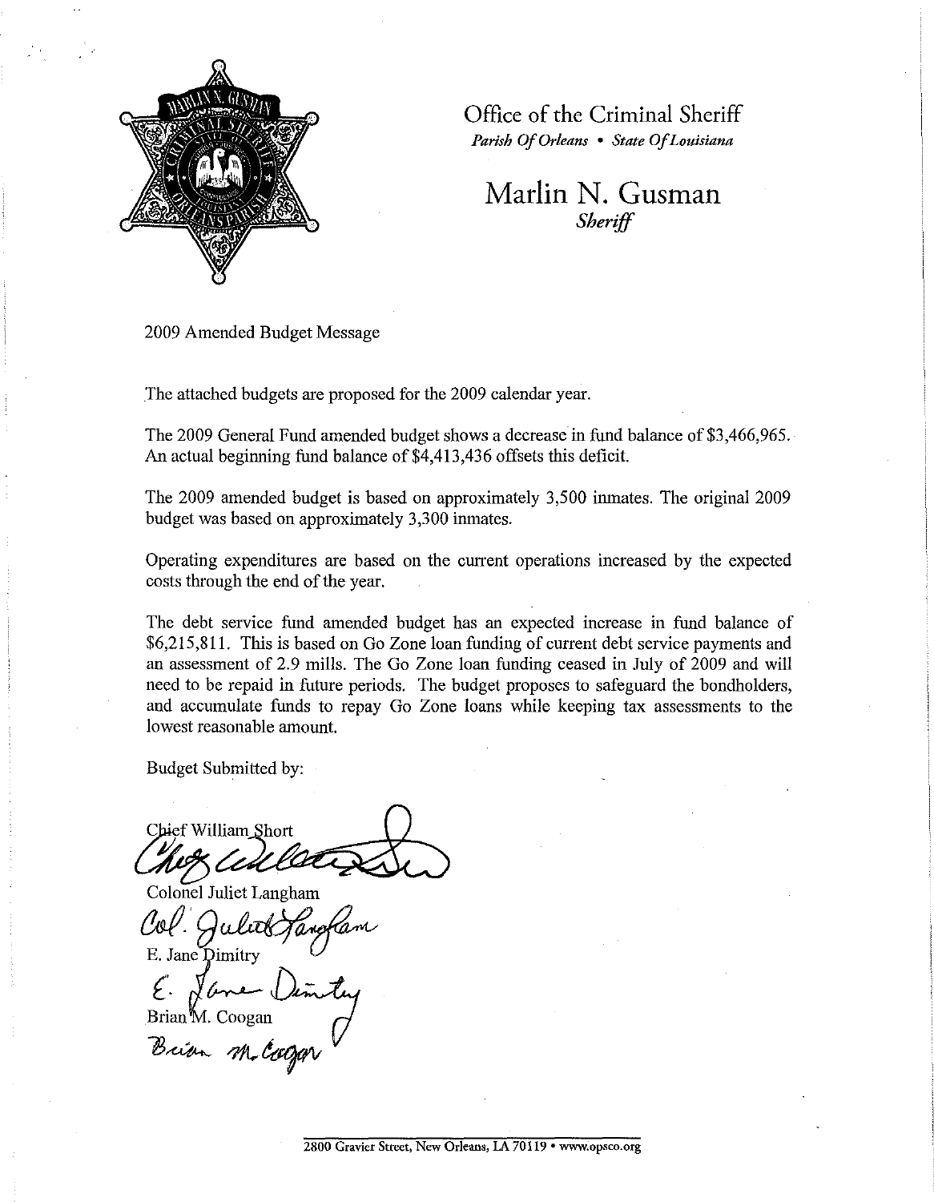Office of the Criminal Sheriff
*Parish Of Orleans • State Of Louisiana*

# Marlin N. Gusman
*Sheriff*

2009 Amended Budget Message

The attached budgets are proposed for the 2009 calendar year.

The 2009 General Fund amended budget shows a decrease in fund balance of $3,466,965. An actual beginning fund balance of $4,413,436 offsets this deficit.

The 2009 amended budget is based on approximately 3,500 inmates. The original 2009 budget was based on approximately 3,300 inmates.

Operating expenditures are based on the current operations increased by the expected costs through the end of the year.

The debt service fund amended budget has an expected increase in fund balance of $6,215,811. This is based on Go Zone loan funding of current debt service payments and an assessment of 2.9 mills. The Go Zone loan funding ceased in July of 2009 and will need to be repaid in future periods. The budget proposes to safeguard the bondholders, and accumulate funds to repay Go Zone loans while keeping tax assessments to the lowest reasonable amount.

Budget Submitted by:

Chief William Short

Colonel Juliet Langham

E. Jane Dimitry

Brian M. Coogan

2800 Gravier Street, New Orleans, LA 70119 • www.opsco.org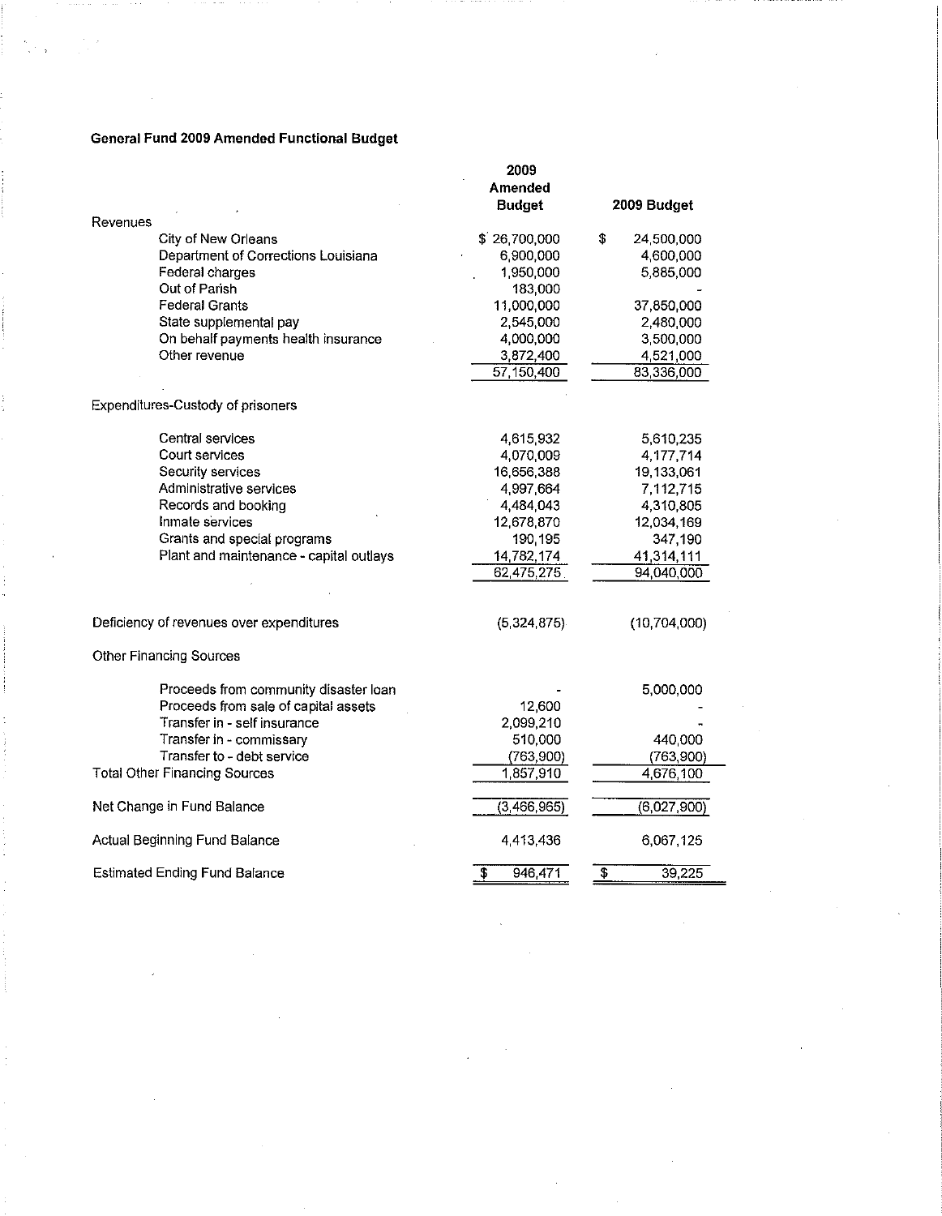**General Fund 2009 Amended Functional Budget**

| | 2009 Amended Budget | 2009 Budget |
|---|---|---|
| **Revenues** | | |
| City of New Orleans | $ 26,700,000 | $ 24,500,000 |
| Department of Corrections Louisiana | 6,900,000 | 4,600,000 |
| Federal charges | 1,950,000 | 5,885,000 |
| Out of Parish | 183,000 | - |
| Federal Grants | 11,000,000 | 37,850,000 |
| State supplemental pay | 2,545,000 | 2,480,000 |
| On behalf payments health insurance | 4,000,000 | 3,500,000 |
| Other revenue | 3,872,400 | 4,521,000 |
| | 57,150,400 | 83,336,000 |
| **Expenditures-Custody of prisoners** | | |
| Central services | 4,615,932 | 5,610,235 |
| Court services | 4,070,009 | 4,177,714 |
| Security services | 16,656,388 | 19,133,061 |
| Administrative services | 4,997,664 | 7,112,715 |
| Records and booking | 4,484,043 | 4,310,805 |
| Inmate services | 12,678,870 | 12,034,169 |
| Grants and special programs | 190,195 | 347,190 |
| Plant and maintenance - capital outlays | 14,782,174 | 41,314,111 |
| | 62,475,275 | 94,040,000 |
| Deficiency of revenues over expenditures | (5,324,875) | (10,704,000) |
| **Other Financing Sources** | | |
| Proceeds from community disaster loan | - | 5,000,000 |
| Proceeds from sale of capital assets | 12,600 | - |
| Transfer in - self insurance | 2,099,210 | - |
| Transfer in - commissary | 510,000 | 440,000 |
| Transfer to - debt service | (763,900) | (763,900) |
| Total Other Financing Sources | 1,857,910 | 4,676,100 |
| Net Change in Fund Balance | (3,466,965) | (6,027,900) |
| Actual Beginning Fund Balance | 4,413,436 | 6,067,125 |
| Estimated Ending Fund Balance | $ 946,471 | $ 39,225 |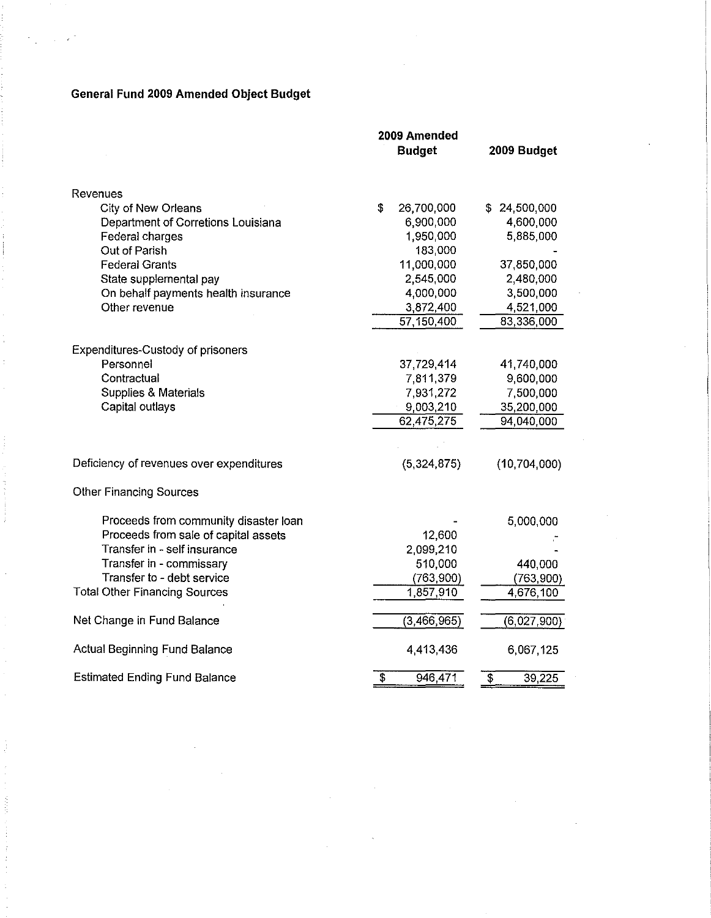## General Fund 2009 Amended Object Budget

| | 2009 Amended Budget | 2009 Budget |
|---|---|---|
| **Revenues** | | |
| City of New Orleans | $ 26,700,000 | $ 24,500,000 |
| Department of Corretions Louisiana | 6,900,000 | 4,600,000 |
| Federal charges | 1,950,000 | 5,885,000 |
| Out of Parish | 183,000 | - |
| Federal Grants | 11,000,000 | 37,850,000 |
| State supplemental pay | 2,545,000 | 2,480,000 |
| On behalf payments health insurance | 4,000,000 | 3,500,000 |
| Other revenue | 3,872,400 | 4,521,000 |
| | 57,150,400 | 83,336,000 |
| **Expenditures-Custody of prisoners** | | |
| Personnel | 37,729,414 | 41,740,000 |
| Contractual | 7,811,379 | 9,600,000 |
| Supplies & Materials | 7,931,272 | 7,500,000 |
| Capital outlays | 9,003,210 | 35,200,000 |
| | 62,475,275 | 94,040,000 |
| Deficiency of revenues over expenditures | (5,324,875) | (10,704,000) |
| **Other Financing Sources** | | |
| Proceeds from community disaster loan | - | 5,000,000 |
| Proceeds from sale of capital assets | 12,600 | - |
| Transfer in - self insurance | 2,099,210 | - |
| Transfer in - commissary | 510,000 | 440,000 |
| Transfer to - debt service | (763,900) | (763,900) |
| Total Other Financing Sources | 1,857,910 | 4,676,100 |
| Net Change in Fund Balance | (3,466,965) | (6,027,900) |
| Actual Beginning Fund Balance | 4,413,436 | 6,067,125 |
| Estimated Ending Fund Balance | $ 946,471 | $ 39,225 |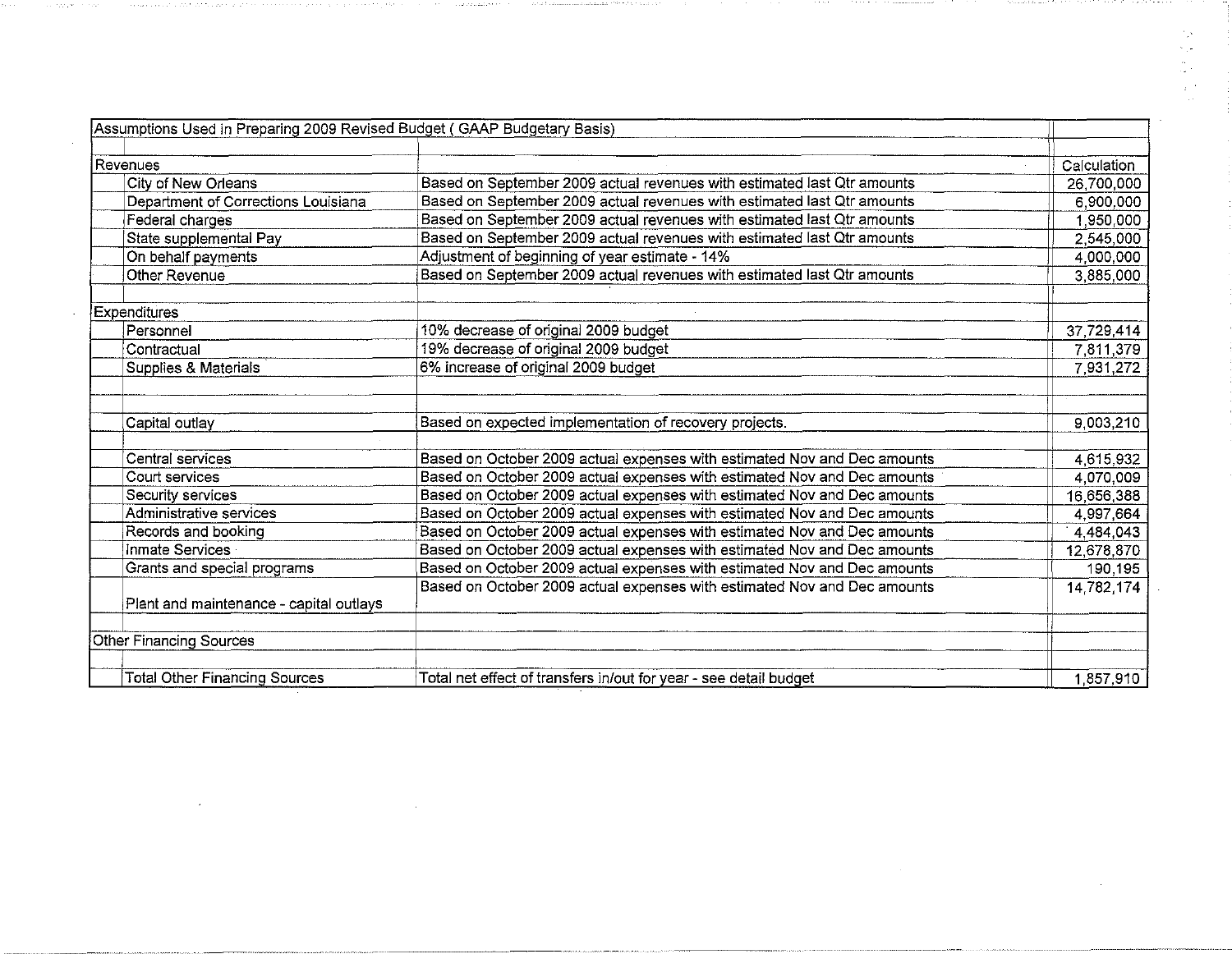| Assumptions Used in Preparing 2009 Revised Budget ( GAAP Budgetary Basis) | | |
|---|---|---|
| | | |
| Revenues | | Calculation |
| City of New Orleans | Based on September 2009 actual revenues with estimated last Qtr amounts | 26,700,000 |
| Department of Corrections Louisiana | Based on September 2009 actual revenues with estimated last Qtr amounts | 6,900,000 |
| Federal charges | Based on September 2009 actual revenues with estimated last Qtr amounts | 1,950,000 |
| State supplemental Pay | Based on September 2009 actual revenues with estimated last Qtr amounts | 2,545,000 |
| On behalf payments | Adjustment of beginning of year estimate - 14% | 4,000,000 |
| Other Revenue | Based on September 2009 actual revenues with estimated last Qtr amounts | 3,885,000 |
| | | |
| Expenditures | | |
| Personnel | 10% decrease of original 2009 budget | 37,729,414 |
| Contractual | 19% decrease of original 2009 budget | 7,811,379 |
| Supplies & Materials | 6% increase of original 2009 budget | 7,931,272 |
| | | |
| | | |
| Capital outlay | Based on expected implementation of recovery projects. | 9,003,210 |
| | | |
| Central services | Based on October 2009 actual expenses with estimated Nov and Dec amounts | 4,615,932 |
| Court services | Based on October 2009 actual expenses with estimated Nov and Dec amounts | 4,070,009 |
| Security services | Based on October 2009 actual expenses with estimated Nov and Dec amounts | 16,656,388 |
| Administrative services | Based on October 2009 actual expenses with estimated Nov and Dec amounts | 4,997,664 |
| Records and booking | Based on October 2009 actual expenses with estimated Nov and Dec amounts | 4,484,043 |
| Inmate Services | Based on October 2009 actual expenses with estimated Nov and Dec amounts | 12,678,870 |
| Grants and special programs | Based on October 2009 actual expenses with estimated Nov and Dec amounts | 190,195 |
| Plant and maintenance - capital outlays | Based on October 2009 actual expenses with estimated Nov and Dec amounts | 14,782,174 |
| | | |
| Other Financing Sources | | |
| | | |
| Total Other Financing Sources | Total net effect of transfers in/out for year - see detail budget | 1,857,910 |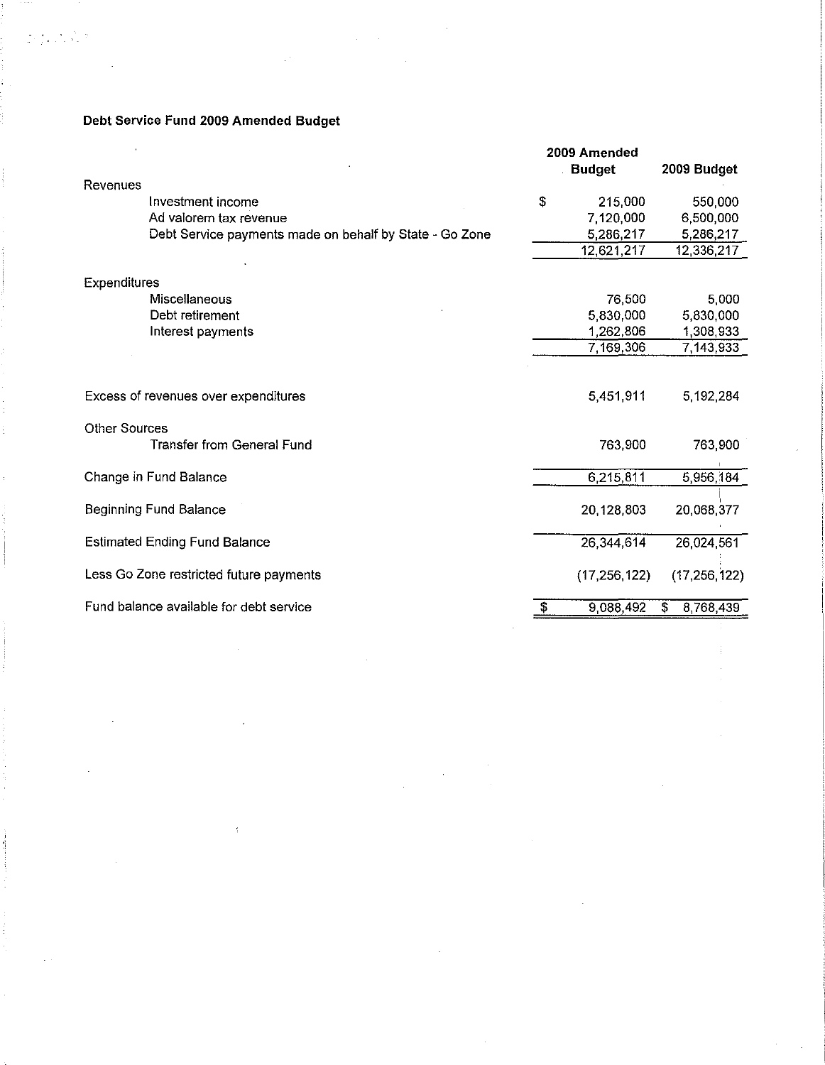**Debt Service Fund 2009 Amended Budget**

| | 2009 Amended Budget | 2009 Budget |
|---|---|---|
| Revenues | | |
| Investment income | $ 215,000 | 550,000 |
| Ad valorem tax revenue | 7,120,000 | 6,500,000 |
| Debt Service payments made on behalf by State - Go Zone | 5,286,217 | 5,286,217 |
| | 12,621,217 | 12,336,217 |
| Expenditures | | |
| Miscellaneous | 76,500 | 5,000 |
| Debt retirement | 5,830,000 | 5,830,000 |
| Interest payments | 1,262,806 | 1,308,933 |
| | 7,169,306 | 7,143,933 |
| Excess of revenues over expenditures | 5,451,911 | 5,192,284 |
| Other Sources | | |
| Transfer from General Fund | 763,900 | 763,900 |
| Change in Fund Balance | 6,215,811 | 5,956,184 |
| Beginning Fund Balance | 20,128,803 | 20,068,377 |
| Estimated Ending Fund Balance | 26,344,614 | 26,024,561 |
| Less Go Zone restricted future payments | (17,256,122) | (17,256,122) |
| Fund balance available for debt service | $ 9,088,492 | $ 8,768,439 |